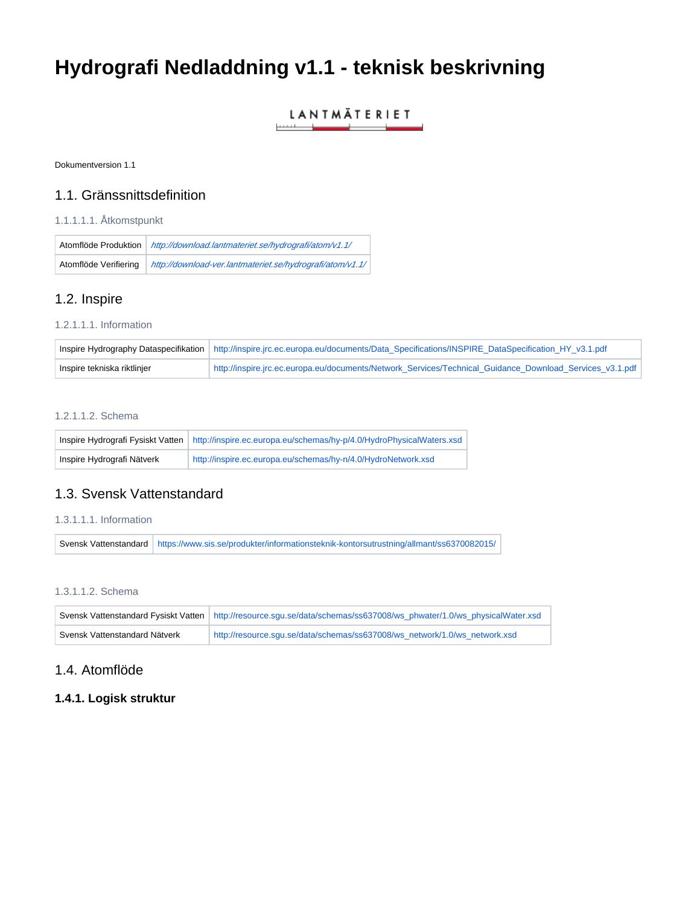# Hydrografi Nedladdning v1.1 - teknisk beskrivning

LANTMÄTERIET

Dokumentversion 1.1

## 1.1. Gränssnittsdefinition

#### 1.1.1.1.1. Åtkomstpunkt

| Atomflöde Produktion | *http://download.lantmateriet.se/hydrografi/atom/v1.1/* |
|---|---|
| Atomflöde Verifiering | *http://download-ver.lantmateriet.se/hydrografi/atom/v1.1/* |

## 1.2. Inspire

#### 1.2.1.1.1. Information

| Inspire Hydrography Dataspecifikation | http://inspire.jrc.ec.europa.eu/documents/Data_Specifications/INSPIRE_DataSpecification_HY_v3.1.pdf |
|---|---|
| Inspire tekniska riktlinjer | http://inspire.jrc.ec.europa.eu/documents/Network_Services/Technical_Guidance_Download_Services_v3.1.pdf |

#### 1.2.1.1.2. Schema

| Inspire Hydrografi Fysiskt Vatten | http://inspire.ec.europa.eu/schemas/hy-p/4.0/HydroPhysicalWaters.xsd |
|---|---|
| Inspire Hydrografi Nätverk | http://inspire.ec.europa.eu/schemas/hy-n/4.0/HydroNetwork.xsd |

## 1.3. Svensk Vattenstandard

#### 1.3.1.1.1. Information

| Svensk Vattenstandard | https://www.sis.se/produkter/informationsteknik-kontorsutrustning/allmant/ss6370082015/ |
|---|---|

#### 1.3.1.1.2. Schema

| Svensk Vattenstandard Fysiskt Vatten | http://resource.sgu.se/data/schemas/ss637008/ws_phwater/1.0/ws_physicalWater.xsd |
|---|---|
| Svensk Vattenstandard Nätverk | http://resource.sgu.se/data/schemas/ss637008/ws_network/1.0/ws_network.xsd |

## 1.4. Atomflöde

### 1.4.1. Logisk struktur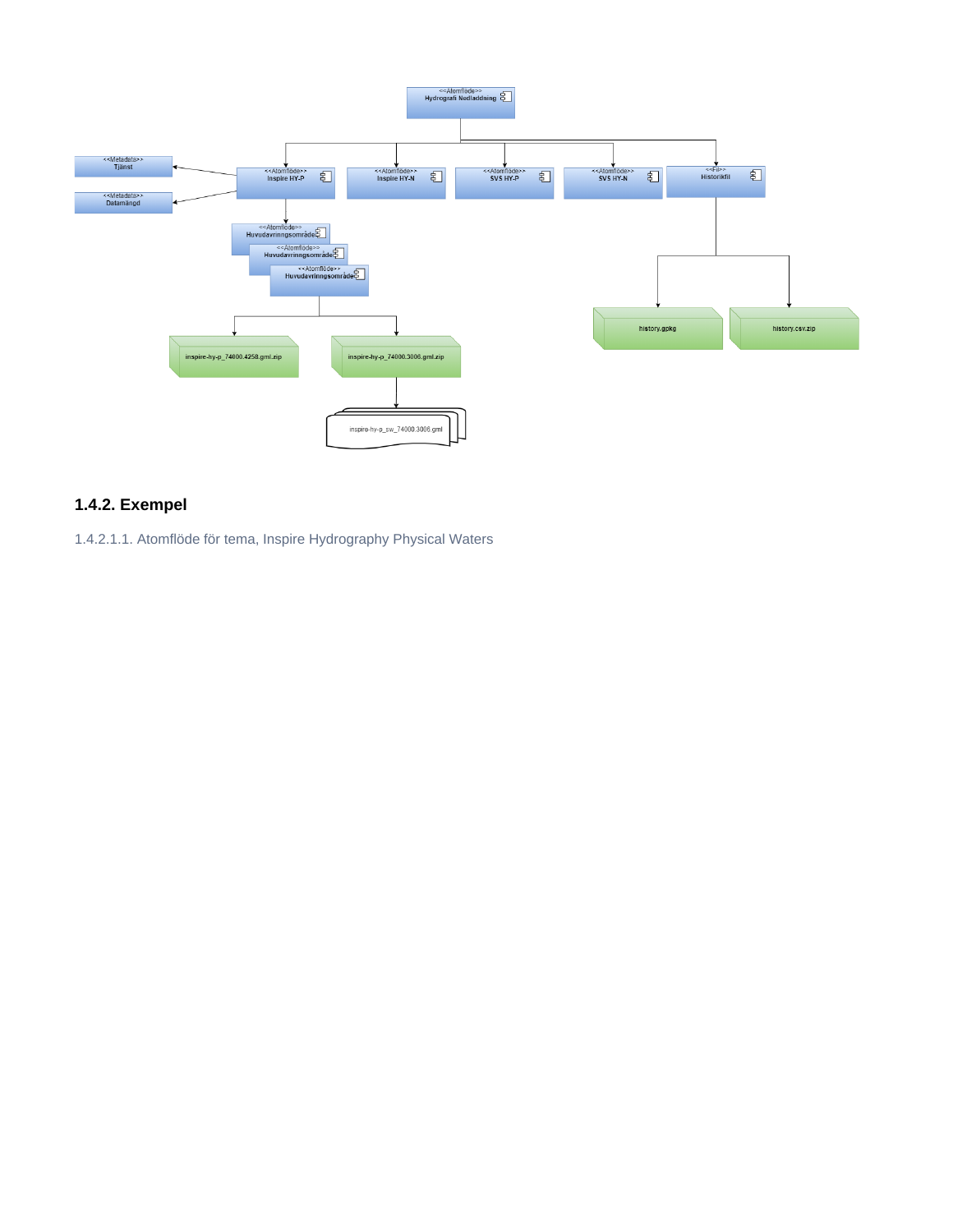## 1.4.2. Exempel

1.4.2.1.1. Atomflöde för tema, Inspire Hydrography Physical Waters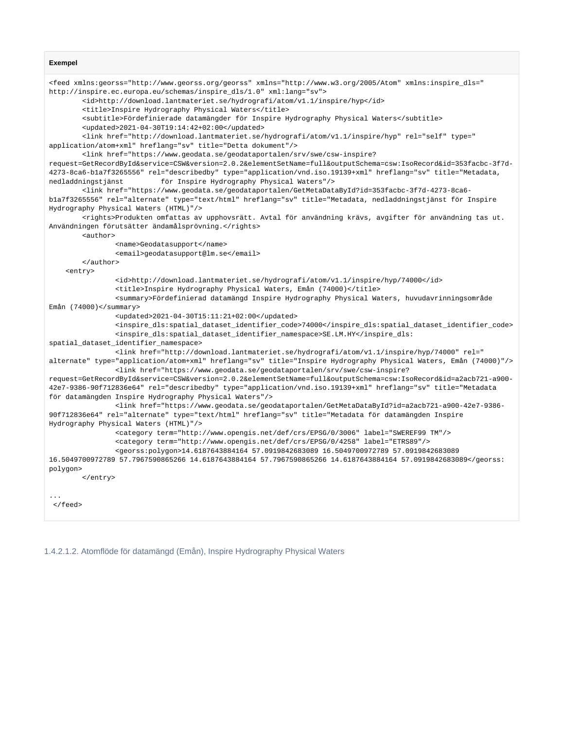**Exempel**

```
<feed xmlns:georss="http://www.georss.org/georss" xmlns="http://www.w3.org/2005/Atom" xmlns:inspire_dls="
http://inspire.ec.europa.eu/schemas/inspire_dls/1.0" xml:lang="sv">
        <id>http://download.lantmateriet.se/hydrografi/atom/v1.1/inspire/hyp</id>
        <title>Inspire Hydrography Physical Waters</title>
        <subtitle>Fördefinierade datamängder för Inspire Hydrography Physical Waters</subtitle>
        <updated>2021-04-30T19:14:42+02:00</updated>
        <link href="http://download.lantmateriet.se/hydrografi/atom/v1.1/inspire/hyp" rel="self" type="
application/atom+xml" hreflang="sv" title="Detta dokument"/>
        <link href="https://www.geodata.se/geodataportalen/srv/swe/csw-inspire?
request=GetRecordById&service=CSW&version=2.0.2&elementSetName=full&outputSchema=csw:IsoRecord&id=353facbc-3f7d-
4273-8ca6-b1a7f3265556" rel="describedby" type="application/vnd.iso.19139+xml" hreflang="sv" title="Metadata,
nedladdningstjänst         för Inspire Hydrography Physical Waters"/>
        <link href="https://www.geodata.se/geodataportalen/GetMetaDataById?id=353facbc-3f7d-4273-8ca6-
b1a7f3265556" rel="alternate" type="text/html" hreflang="sv" title="Metadata, nedladdningstjänst för Inspire
Hydrography Physical Waters (HTML)"/>
        <rights>Produkten omfattas av upphovsrätt. Avtal för användning krävs, avgifter för användning tas ut.
Användningen förutsätter ändamålsprövning.</rights>
        <author>
                <name>Geodatasupport</name>
                <email>geodatasupport@lm.se</email>
        </author>
    <entry>
                <id>http://download.lantmateriet.se/hydrografi/atom/v1.1/inspire/hyp/74000</id>
                <title>Inspire Hydrography Physical Waters, Emån (74000)</title>
                <summary>Fördefinierad datamängd Inspire Hydrography Physical Waters, huvudavrinningsområde
Emån (74000)</summary>
                <updated>2021-04-30T15:11:21+02:00</updated>
                <inspire_dls:spatial_dataset_identifier_code>74000</inspire_dls:spatial_dataset_identifier_code>
                <inspire_dls:spatial_dataset_identifier_namespace>SE.LM.HY</inspire_dls:
spatial_dataset_identifier_namespace>
                <link href="http://download.lantmateriet.se/hydrografi/atom/v1.1/inspire/hyp/74000" rel="
alternate" type="application/atom+xml" hreflang="sv" title="Inspire Hydrography Physical Waters, Emån (74000)"/>
                <link href="https://www.geodata.se/geodataportalen/srv/swe/csw-inspire?
request=GetRecordById&service=CSW&version=2.0.2&elementSetName=full&outputSchema=csw:IsoRecord&id=a2acb721-a900-
42e7-9386-90f712836e64" rel="describedby" type="application/vnd.iso.19139+xml" hreflang="sv" title="Metadata
för datamängden Inspire Hydrography Physical Waters"/>
                <link href="https://www.geodata.se/geodataportalen/GetMetaDataById?id=a2acb721-a900-42e7-9386-
90f712836e64" rel="alternate" type="text/html" hreflang="sv" title="Metadata för datamängden Inspire
Hydrography Physical Waters (HTML)"/>
                <category term="http://www.opengis.net/def/crs/EPSG/0/3006" label="SWEREF99 TM"/>
                <category term="http://www.opengis.net/def/crs/EPSG/0/4258" label="ETRS89"/>
                <georss:polygon>14.6187643884164 57.0919842683089 16.5049700972789 57.0919842683089
16.5049700972789 57.7967590865266 14.6187643884164 57.7967590865266 14.6187643884164 57.0919842683089</georss:
polygon>
        </entry>

...
 </feed>
```

1.4.2.1.2. Atomflöde för datamängd (Emån), Inspire Hydrography Physical Waters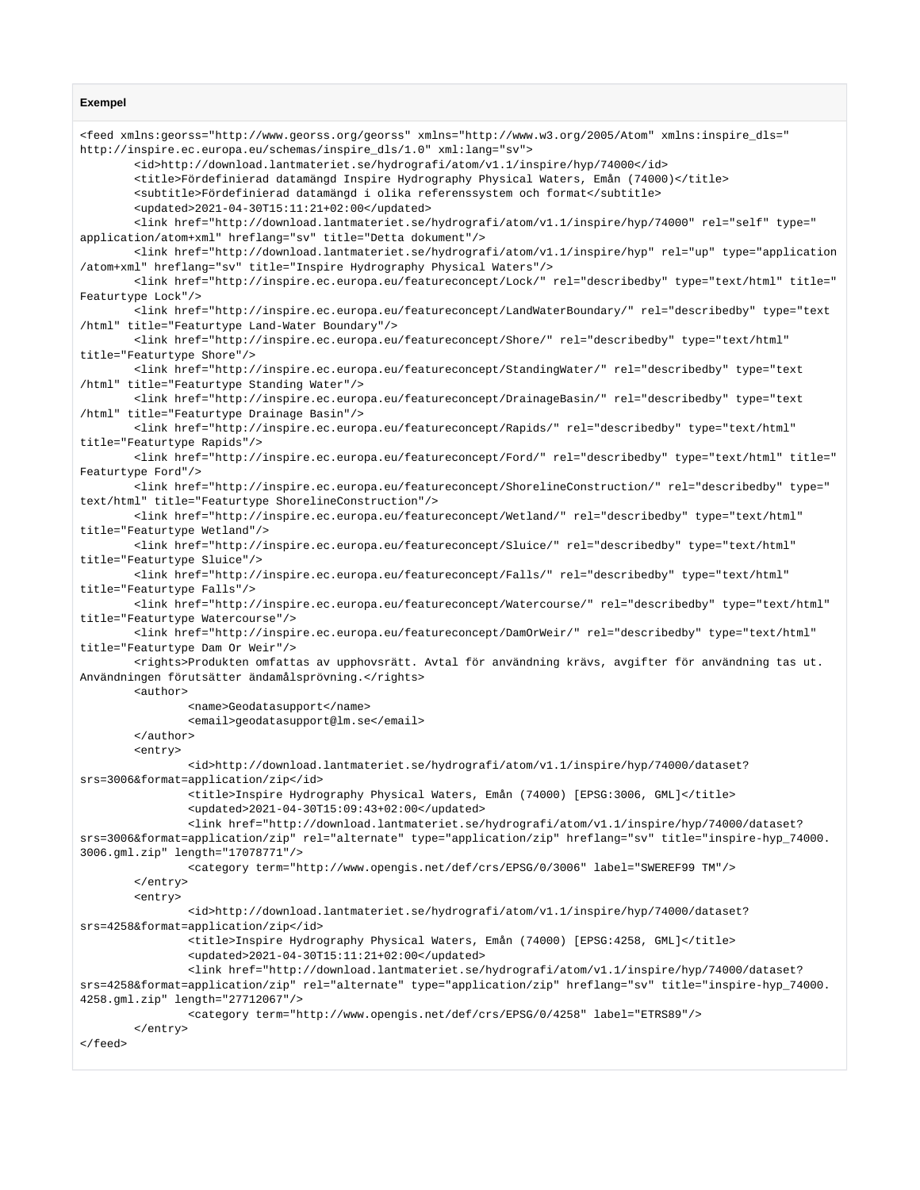**Exempel**

```
<feed xmlns:georss="http://www.georss.org/georss" xmlns="http://www.w3.org/2005/Atom" xmlns:inspire_dls="
http://inspire.ec.europa.eu/schemas/inspire_dls/1.0" xml:lang="sv">
        <id>http://download.lantmateriet.se/hydrografi/atom/v1.1/inspire/hyp/74000</id>
        <title>Fördefinierad datamängd Inspire Hydrography Physical Waters, Emån (74000)</title>
        <subtitle>Fördefinierad datamängd i olika referenssystem och format</subtitle>
        <updated>2021-04-30T15:11:21+02:00</updated>
        <link href="http://download.lantmateriet.se/hydrografi/atom/v1.1/inspire/hyp/74000" rel="self" type="
application/atom+xml" hreflang="sv" title="Detta dokument"/>
        <link href="http://download.lantmateriet.se/hydrografi/atom/v1.1/inspire/hyp" rel="up" type="application
/atom+xml" hreflang="sv" title="Inspire Hydrography Physical Waters"/>
        <link href="http://inspire.ec.europa.eu/featureconcept/Lock/" rel="describedby" type="text/html" title="
Featurtype Lock"/>
        <link href="http://inspire.ec.europa.eu/featureconcept/LandWaterBoundary/" rel="describedby" type="text
/html" title="Featurtype Land-Water Boundary"/>
        <link href="http://inspire.ec.europa.eu/featureconcept/Shore/" rel="describedby" type="text/html"
title="Featurtype Shore"/>
        <link href="http://inspire.ec.europa.eu/featureconcept/StandingWater/" rel="describedby" type="text
/html" title="Featurtype Standing Water"/>
        <link href="http://inspire.ec.europa.eu/featureconcept/DrainageBasin/" rel="describedby" type="text
/html" title="Featurtype Drainage Basin"/>
        <link href="http://inspire.ec.europa.eu/featureconcept/Rapids/" rel="describedby" type="text/html"
title="Featurtype Rapids"/>
        <link href="http://inspire.ec.europa.eu/featureconcept/Ford/" rel="describedby" type="text/html" title="
Featurtype Ford"/>
        <link href="http://inspire.ec.europa.eu/featureconcept/ShorelineConstruction/" rel="describedby" type="
text/html" title="Featurtype ShorelineConstruction"/>
        <link href="http://inspire.ec.europa.eu/featureconcept/Wetland/" rel="describedby" type="text/html"
title="Featurtype Wetland"/>
        <link href="http://inspire.ec.europa.eu/featureconcept/Sluice/" rel="describedby" type="text/html"
title="Featurtype Sluice"/>
        <link href="http://inspire.ec.europa.eu/featureconcept/Falls/" rel="describedby" type="text/html"
title="Featurtype Falls"/>
        <link href="http://inspire.ec.europa.eu/featureconcept/Watercourse/" rel="describedby" type="text/html"
title="Featurtype Watercourse"/>
        <link href="http://inspire.ec.europa.eu/featureconcept/DamOrWeir/" rel="describedby" type="text/html"
title="Featurtype Dam Or Weir"/>
        <rights>Produkten omfattas av upphovsrätt. Avtal för användning krävs, avgifter för användning tas ut.
Användningen förutsätter ändamålsprövning.</rights>
        <author>
                <name>Geodatasupport</name>
                <email>geodatasupport@lm.se</email>
        </author>
        <entry>
                <id>http://download.lantmateriet.se/hydrografi/atom/v1.1/inspire/hyp/74000/dataset?
srs=3006&format=application/zip</id>
                <title>Inspire Hydrography Physical Waters, Emån (74000) [EPSG:3006, GML]</title>
                <updated>2021-04-30T15:09:43+02:00</updated>
                <link href="http://download.lantmateriet.se/hydrografi/atom/v1.1/inspire/hyp/74000/dataset?
srs=3006&format=application/zip" rel="alternate" type="application/zip" hreflang="sv" title="inspire-hyp_74000.
3006.gml.zip" length="17078771"/>
                <category term="http://www.opengis.net/def/crs/EPSG/0/3006" label="SWEREF99 TM"/>
        </entry>
        <entry>
                <id>http://download.lantmateriet.se/hydrografi/atom/v1.1/inspire/hyp/74000/dataset?
srs=4258&format=application/zip</id>
                <title>Inspire Hydrography Physical Waters, Emån (74000) [EPSG:4258, GML]</title>
                <updated>2021-04-30T15:11:21+02:00</updated>
                <link href="http://download.lantmateriet.se/hydrografi/atom/v1.1/inspire/hyp/74000/dataset?
srs=4258&format=application/zip" rel="alternate" type="application/zip" hreflang="sv" title="inspire-hyp_74000.
4258.gml.zip" length="27712067"/>
                <category term="http://www.opengis.net/def/crs/EPSG/0/4258" label="ETRS89"/>
        </entry>
</feed>
```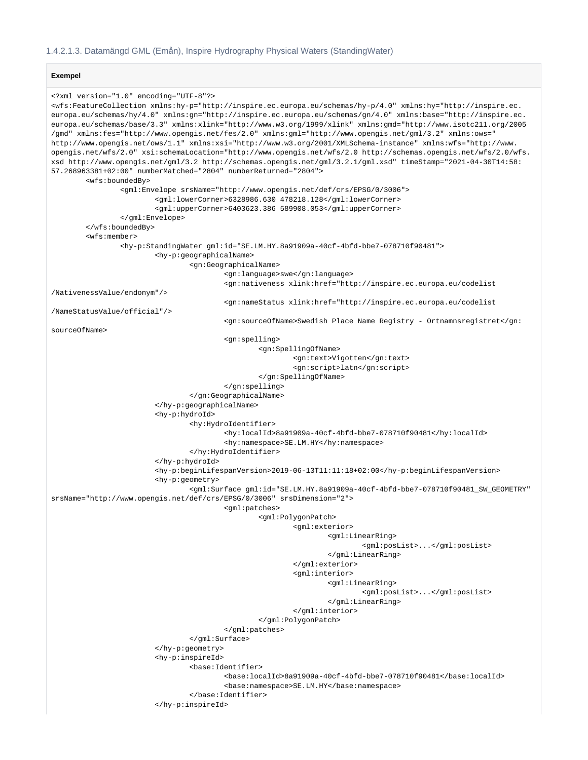### 1.4.2.1.3. Datamängd GML (Emån), Inspire Hydrography Physical Waters (StandingWater)

**Exempel**

```
<?xml version="1.0" encoding="UTF-8"?>
<wfs:FeatureCollection xmlns:hy-p="http://inspire.ec.europa.eu/schemas/hy-p/4.0" xmlns:hy="http://inspire.ec.europa.eu/schemas/hy/4.0" xmlns:gn="http://inspire.ec.europa.eu/schemas/gn/4.0" xmlns:base="http://inspire.ec.europa.eu/schemas/base/3.3" xmlns:xlink="http://www.w3.org/1999/xlink" xmlns:gmd="http://www.isotc211.org/2005/gmd" xmlns:fes="http://www.opengis.net/fes/2.0" xmlns:gml="http://www.opengis.net/gml/3.2" xmlns:ows="http://www.opengis.net/ows/1.1" xmlns:xsi="http://www.w3.org/2001/XMLSchema-instance" xmlns:wfs="http://www.opengis.net/wfs/2.0" xsi:schemaLocation="http://www.opengis.net/wfs/2.0 http://schemas.opengis.net/wfs/2.0/wfs.xsd http://www.opengis.net/gml/3.2 http://schemas.opengis.net/gml/3.2.1/gml.xsd" timeStamp="2021-04-30T14:58:57.268963381+02:00" numberMatched="2804" numberReturned="2804">
	<wfs:boundedBy>
		<gml:Envelope srsName="http://www.opengis.net/def/crs/EPSG/0/3006">
			<gml:lowerCorner>6328986.630 478218.128</gml:lowerCorner>
			<gml:upperCorner>6403623.386 589908.053</gml:upperCorner>
		</gml:Envelope>
	</wfs:boundedBy>
	<wfs:member>
		<hy-p:StandingWater gml:id="SE.LM.HY.8a91909a-40cf-4bfd-bbe7-078710f90481">
			<hy-p:geographicalName>
				<gn:GeographicalName>
					<gn:language>swe</gn:language>
					<gn:nativeness xlink:href="http://inspire.ec.europa.eu/codelist/NativenessValue/endonym"/>
					<gn:nameStatus xlink:href="http://inspire.ec.europa.eu/codelist/NameStatusValue/official"/>
					<gn:sourceOfName>Swedish Place Name Registry - Ortnamnsregistret</gn:sourceOfName>
					<gn:spelling>
						<gn:SpellingOfName>
							<gn:text>Vigotten</gn:text>
							<gn:script>latn</gn:script>
						</gn:SpellingOfName>
					</gn:spelling>
				</gn:GeographicalName>
			</hy-p:geographicalName>
			<hy-p:hydroId>
				<hy:HydroIdentifier>
					<hy:localId>8a91909a-40cf-4bfd-bbe7-078710f90481</hy:localId>
					<hy:namespace>SE.LM.HY</hy:namespace>
				</hy:HydroIdentifier>
			</hy-p:hydroId>
			<hy-p:beginLifespanVersion>2019-06-13T11:11:18+02:00</hy-p:beginLifespanVersion>
			<hy-p:geometry>
				<gml:Surface gml:id="SE.LM.HY.8a91909a-40cf-4bfd-bbe7-078710f90481_SW_GEOMETRY" srsName="http://www.opengis.net/def/crs/EPSG/0/3006" srsDimension="2">
					<gml:patches>
						<gml:PolygonPatch>
							<gml:exterior>
								<gml:LinearRing>
									<gml:posList>...</gml:posList>
								</gml:LinearRing>
							</gml:exterior>
							<gml:interior>
								<gml:LinearRing>
									<gml:posList>...</gml:posList>
								</gml:LinearRing>
							</gml:interior>
						</gml:PolygonPatch>
					</gml:patches>
				</gml:Surface>
			</hy-p:geometry>
			<hy-p:inspireId>
				<base:Identifier>
					<base:localId>8a91909a-40cf-4bfd-bbe7-078710f90481</base:localId>
					<base:namespace>SE.LM.HY</base:namespace>
				</base:Identifier>
			</hy-p:inspireId>
```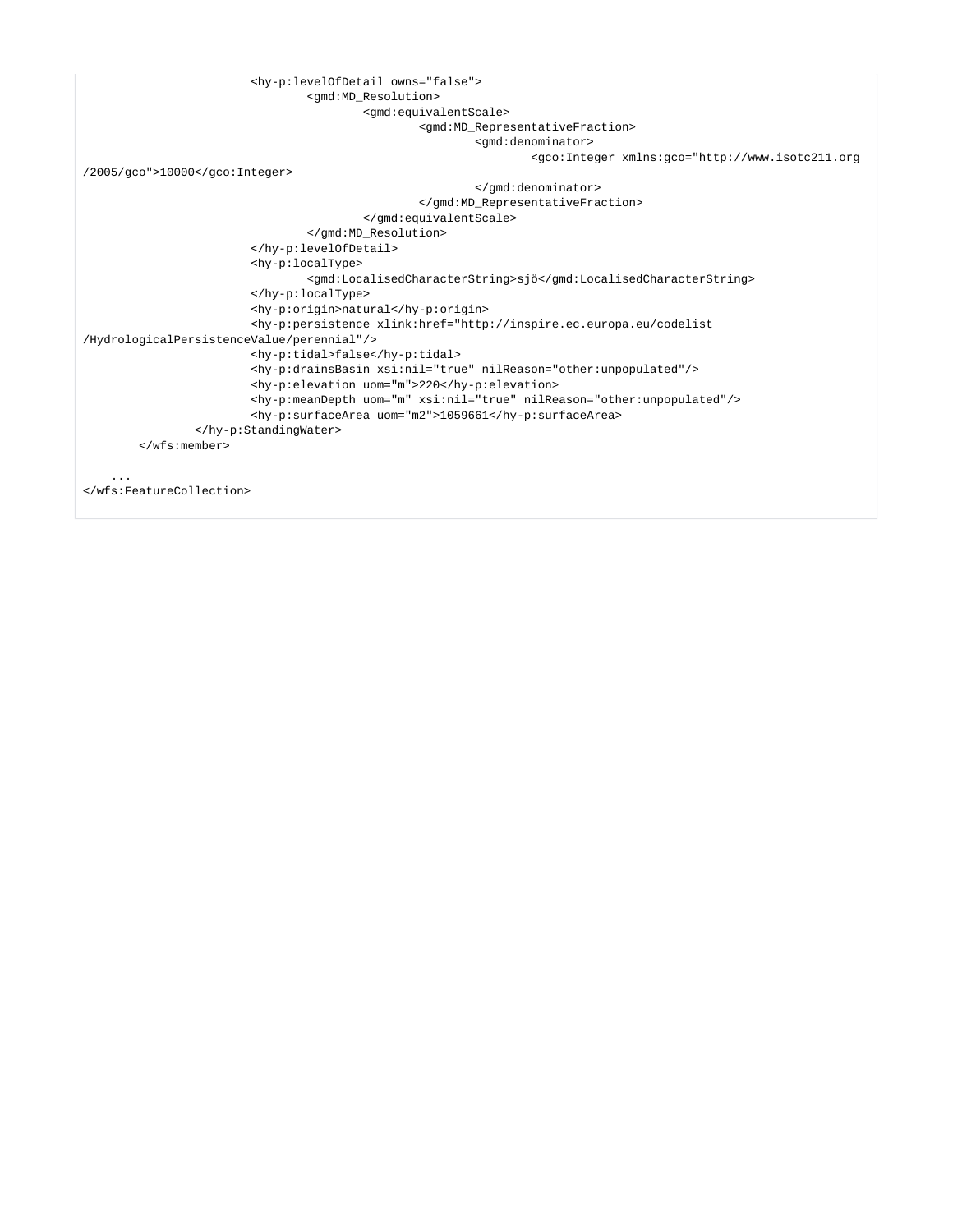```
                        <hy-p:levelOfDetail owns="false">
                                <gmd:MD_Resolution>
                                        <gmd:equivalentScale>
                                                <gmd:MD_RepresentativeFraction>
                                                        <gmd:denominator>
                                                                <gco:Integer xmlns:gco="http://www.isotc211.org
/2005/gco">10000</gco:Integer>
                                                        </gmd:denominator>
                                                </gmd:MD_RepresentativeFraction>
                                        </gmd:equivalentScale>
                                </gmd:MD_Resolution>
                        </hy-p:levelOfDetail>
                        <hy-p:localType>
                                <gmd:LocalisedCharacterString>sjö</gmd:LocalisedCharacterString>
                        </hy-p:localType>
                        <hy-p:origin>natural</hy-p:origin>
                        <hy-p:persistence xlink:href="http://inspire.ec.europa.eu/codelist
/HydrologicalPersistenceValue/perennial"/>
                        <hy-p:tidal>false</hy-p:tidal>
                        <hy-p:drainsBasin xsi:nil="true" nilReason="other:unpopulated"/>
                        <hy-p:elevation uom="m">220</hy-p:elevation>
                        <hy-p:meanDepth uom="m" xsi:nil="true" nilReason="other:unpopulated"/>
                        <hy-p:surfaceArea uom="m2">1059661</hy-p:surfaceArea>
                </hy-p:StandingWater>
        </wfs:member>

    ...
</wfs:FeatureCollection>
```